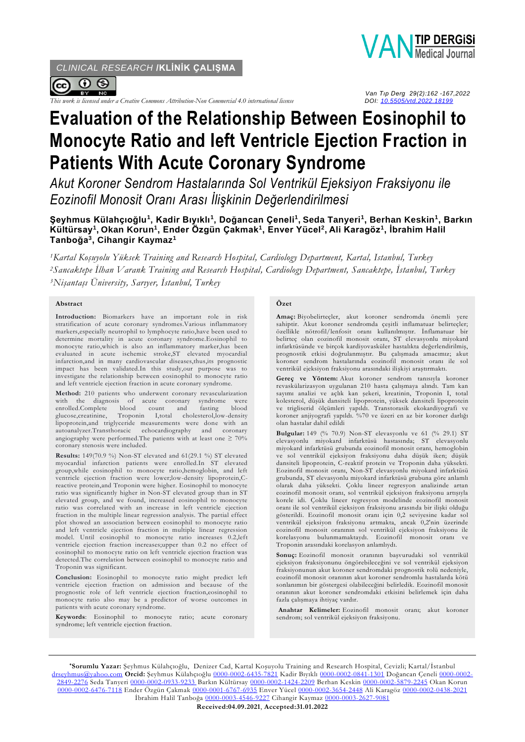CLINICAL RESEARCH /KLİNİK ÇALIŞMA

This work is licensed under a Creative Commons Attribution-Non Commercial 4.0 international license

DOI: 10.5505/vtd.2022.18199

# Evaluation of the Relationship Between Eosinophil to Monocyte Ratio and left Ventricle Ejection Fraction in Patients With Acute Coronary Syndrome

*Akut Koroner Sendrom Hastalarında Sol Ventrikül Ejeksiyon Fraksiyonu ile Eozinofil Monosit Oranı Arası İlişkinin Değerlendirilmesi*

**Şeyhmus Külahçıoğlu[1], Kadir Bıyıklı[1], Doğancan Çeneli[1], Seda Tanyeri[1], Berhan Keskin[1], Barkın Kültürsay[1], Okan Korun[1], Ender Özgün Çakmak[1], Enver Yücel[2], Ali Karagöz[1], İbrahim Halil Tanboğa[3], Cihangir Kaymaz[1]**

*[1]Kartal Koşuyolu Yüksek Training and Research Hospital, Cardiology Department, Kartal, Istanbul, Turkey*
*[2]Sancaktepe İlhan Varank Training and Research Hospital, Cardiology Department, Sancaktepe, İstanbul, Turkey*
*[3]Nişantaşı Üniversity, Sarıyer, İstanbul, Turkey*

## Abstract

**Introduction:** Biomarkers have an important role in risk stratification of acute coronary syndromes.Various inflammatory markers,especially neutrophil to lymphocyte ratio,have been used to determine mortality in acute coronary syndrome.Eosinophil to monocyte ratio,which is also an inflammatory marker,has been evaluated in acute ischemic stroke,ST elevated myocardial infarction,and in many cardiovascular diseases,thus,its prognostic impact has been validated.In this study,our purpose was to investigate the relationship between eosinophil to monocyte ratio and left ventricle ejection fraction in acute coronary syndrome.

**Method:** 210 patients who underwent coronary revascularization with the diagnosis of acute coronary syndrome were enrolled.Complete blood count and fasting blood glucose,creatinine, Troponin I,total cholesterol,low-density lipoprotein,and triglyceride measurements were done with an autoanalyzer.Transthoracic echocardiography and coronary angiography were performed.The patients with at least one ≥ 70% coronary stenosis were included.

**Results:** 149(70.9 %) Non-ST elevated and 61(29.1 %) ST elevated myocardial infarction patients were enrolled.In ST elevated group,while eosinophil to monocyte ratio,hemoglobin, and left ventricle ejection fraction were lower;low-density lipoprotein,C-reactive protein,and Troponin were higher. Eosinophil to monocyte ratio was significantly higher in Non-ST elevated group than in ST elevated group, and we found, increased eosinophil to monocyte ratio was correlated with an increase in left ventricle ejection fraction in the multiple linear regression analysis. The partial effect plot showed an association between eosinophil to monocyte ratio and left ventricle ejection fraction in multiple linear regression model. Until eosinophil to monocyte ratio increases 0.2,left ventricle ejection fraction increases;upper than 0.2 no effect of eosinophil to monocyte ratio on left ventricle ejection fraction was detected.The correlation between eosinophil to monocyte ratio and Troponin was significant.

**Conclusion:** Eosinophil to monocyte ratio might predict left ventricle ejection fraction on admission and because of the prognostic role of left ventricle ejection fraction,eosinophil to monocyte ratio also may be a predictor of worse outcomes in patients with acute coronary syndrome.

**Keywords**: Eosinophil to monocyte ratio; acute coronary syndrome; left ventricle ejection fraction.

## Özet

**Amaç:** Biyobelirteçler, akut koroner sendromda önemli yere sahiptir. Akut koroner sendromda çeşitli inflamatuar belirteçler; özellikle nötrofil/lenfosit oranı kullanılmıştır. İnflamatuar bir belirteç olan eozinofil monosit oranı, ST elevasyonlu miyokard infarktüsünde ve birçok kardiyovasküler hastalıkta değerlendirilmiş, prognostik etkisi doğrulanmıştır. Bu çalışmada amacımız; akut koroner sendrom hastalarında eozinofil monosit oranı ile sol ventrikül ejeksiyon fraksiyonu arasındaki ilişkiyi araştırmaktı.

**Gereç ve Yöntem:** Akut koroner sendrom tanısıyla koroner revaskülarizasyon uygulanan 210 hasta çalışmaya alındı. Tam kan sayımı analizi ve açlık kan şekeri, kreatinin, Troponin I, total kolesterol, düşük dansiteli lipoprotein, yüksek dansiteli lipoprotein ve trigliserid ölçümleri yapıldı. Transtorasik ekokardiyografi ve koroner anjiyografi yapıldı. %70 ve üzeri en az bir koroner darlığı olan hastalar dahil edildi

**Bulgular:** 149 (% 70.9) Non-ST elevasyonlu ve 61 (% 29.1) ST elevasyonlu miyokard infarktüsü hastasında; ST elevasyonlu miyokard infarktüsü grubunda eozinofil monosit oranı, hemoglobin ve sol ventrikül ejeksiyon fraksiyonu daha düşük iken; düşük dansiteli lipoprotein, C-reaktif protein ve Troponin daha yüksekti. Eozinofil monosit oranı, Non-ST elevasyonlu miyokard infarktüsü grubunda, ST elevasyonlu miyokard infarktüsü grubuna göre anlamlı olarak daha yüksekti. Çoklu lineer regresyon analizinde artan eozinofil monosit oranı, sol ventrikül ejeksiyon fraksiyonu artışıyla korele idi. Çoklu lineer regresyon modelinde eozinofil monosit oranı ile sol ventrikül ejeksiyon fraksiyonu arasında bir ilişki olduğu gösterildi. Eozinofil monosit oranı için 0,2 seviyesine kadar sol ventrikül ejeksiyon fraksiyonu artmakta, ancak 0,2'nin üzerinde eozinofil monosit oranının sol ventrikül ejeksiyon fraksiyonu ile korelasyonu bulunmamaktaydı. Eozinofil monosit oranı ve Troponin arasındaki korelasyon anlamlıydı.

**Sonuç:** Eozinofil monosit oranının başvurudaki sol ventrikül ejeksiyon fraksiyonunu öngörebileceğini ve sol ventrikül ejeksiyon fraksiyonunun akut koroner sendromdaki prognostik rolü nedeniyle, eozinofil monosit oranının akut koroner sendromlu hastalarda kötü sonlanımın bir göstergesi olabileceğini belirledik. Eozinofil monosit oranının akut koroner sendromdaki etkisini belirlemek için daha fazla çalışmaya ihtiyaç vardır.

**Anahtar Kelimeler:** Eozinofil monosit oranı; akut koroner sendrom; sol ventrikül ejeksiyon fraksiyonu.

---

**\*Sorumlu Yazar:** Şeyhmus Külahçıoğlu, Denizer Cad, Kartal Koşuyolu Training and Research Hospital, Cevizli; Kartal/İstanbul drseyhmus@yahoo.com **Orcid:** Şeyhmus Külahçıoğlu 0000-0002-6435-7821 Kadir Bıyıklı 0000-0002-0841-1301 Doğancan Çeneli 0000-0002-2849-2276 Seda Tanyeri 0000-0002-0933-9233 Barkın Kültürsay 0000-0002-1424-2209 Berhan Keskin 0000-0002-5879-2245 Okan Korun 0000-0002-6476-7118 Ender Özgün Çakmak 0000-0001-6767-6935 Enver Yücel 0000-0002-3654-2448 Ali Karagöz 0000-0002-0438-2021 İbrahim Halil Tanboğa 0000-0003-4546-9227 Cihangir Kaymaz 0000-0003-2627-9081

**Received:04.09.2021, Accepted:31.01.2022**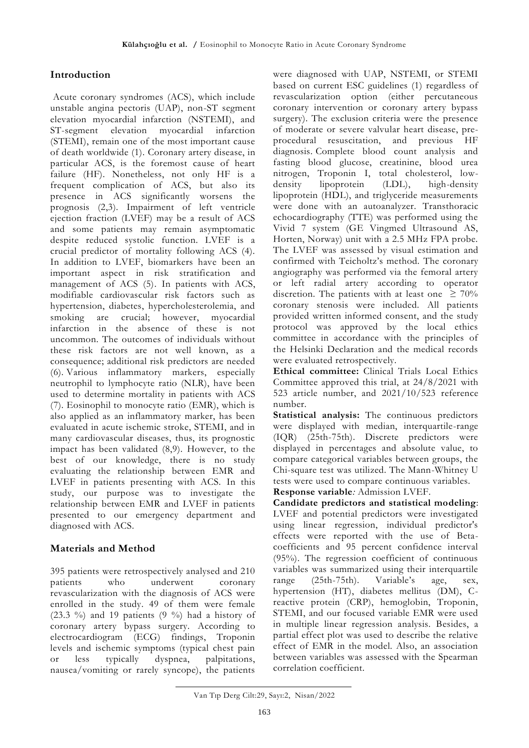## Introduction

Acute coronary syndromes (ACS), which include unstable angina pectoris (UAP), non-ST segment elevation myocardial infarction (NSTEMI), and ST-segment elevation myocardial infarction (STEMI), remain one of the most important cause of death worldwide (1). Coronary artery disease, in particular ACS, is the foremost cause of heart failure (HF). Nonetheless, not only HF is a frequent complication of ACS, but also its presence in ACS significantly worsens the prognosis (2,3). Impairment of left ventricle ejection fraction (LVEF) may be a result of ACS and some patients may remain asymptomatic despite reduced systolic function. LVEF is a crucial predictor of mortality following ACS (4). In addition to LVEF, biomarkers have been an important aspect in risk stratification and management of ACS (5). In patients with ACS, modifiable cardiovascular risk factors such as hypertension, diabetes, hypercholesterolemia, and smoking are crucial; however, myocardial infarction in the absence of these is not uncommon. The outcomes of individuals without these risk factors are not well known, as a consequence; additional risk predictors are needed (6). Various inflammatory markers, especially neutrophil to lymphocyte ratio (NLR), have been used to determine mortality in patients with ACS (7). Eosinophil to monocyte ratio (EMR), which is also applied as an inflammatory marker, has been evaluated in acute ischemic stroke, STEMI, and in many cardiovascular diseases, thus, its prognostic impact has been validated (8,9). However, to the best of our knowledge, there is no study evaluating the relationship between EMR and LVEF in patients presenting with ACS. In this study, our purpose was to investigate the relationship between EMR and LVEF in patients presented to our emergency department and diagnosed with ACS.

## Materials and Method

395 patients were retrospectively analysed and 210 patients who underwent coronary revascularization with the diagnosis of ACS were enrolled in the study. 49 of them were female (23.3 %) and 19 patients (9 %) had a history of coronary artery bypass surgery. According to electrocardiogram (ECG) findings, Troponin levels and ischemic symptoms (typical chest pain or less typically dyspnea, palpitations, nausea/vomiting or rarely syncope), the patients were diagnosed with UAP, NSTEMI, or STEMI based on current ESC guidelines (1) regardless of revascularization option (either percutaneous coronary intervention or coronary artery bypass surgery). The exclusion criteria were the presence of moderate or severe valvular heart disease, pre-procedural resuscitation, and previous HF diagnosis. Complete blood count analysis and fasting blood glucose, creatinine, blood urea nitrogen, Troponin I, total cholesterol, low-density lipoprotein (LDL), high-density lipoprotein (HDL), and triglyceride measurements were done with an autoanalyzer. Transthoracic echocardiography (TTE) was performed using the Vivid 7 system (GE Vingmed Ultrasound AS, Horten, Norway) unit with a 2.5 MHz FPA probe. The LVEF was assessed by visual estimation and confirmed with Teicholtz's method. The coronary angiography was performed via the femoral artery or left radial artery according to operator discretion. The patients with at least one $\geq 70\%$ coronary stenosis were included. All patients provided written informed consent, and the study protocol was approved by the local ethics committee in accordance with the principles of the Helsinki Declaration and the medical records were evaluated retrospectively.

**Ethical committee:** Clinical Trials Local Ethics Committee approved this trial, at 24/8/2021 with 523 article number, and 2021/10/523 reference number.

**Statistical analysis:** The continuous predictors were displayed with median, interquartile-range (IQR) (25th-75th). Discrete predictors were displayed in percentages and absolute value, to compare categorical variables between groups, the Chi-square test was utilized. The Mann-Whitney U tests were used to compare continuous variables.

**Response variable***:* Admission LVEF.

**Candidate predictors and statistical modeling**: LVEF and potential predictors were investigated using linear regression, individual predictor's effects were reported with the use of Beta-coefficients and 95 percent confidence interval (95%). The regression coefficient of continuous variables was summarized using their interquartile range (25th-75th). Variable's age, sex, hypertension (HT), diabetes mellitus (DM), C-reactive protein (CRP), hemoglobin, Troponin, STEMI, and our focused variable EMR were used in multiple linear regression analysis. Besides, a partial effect plot was used to describe the relative effect of EMR in the model. Also, an association between variables was assessed with the Spearman correlation coefficient.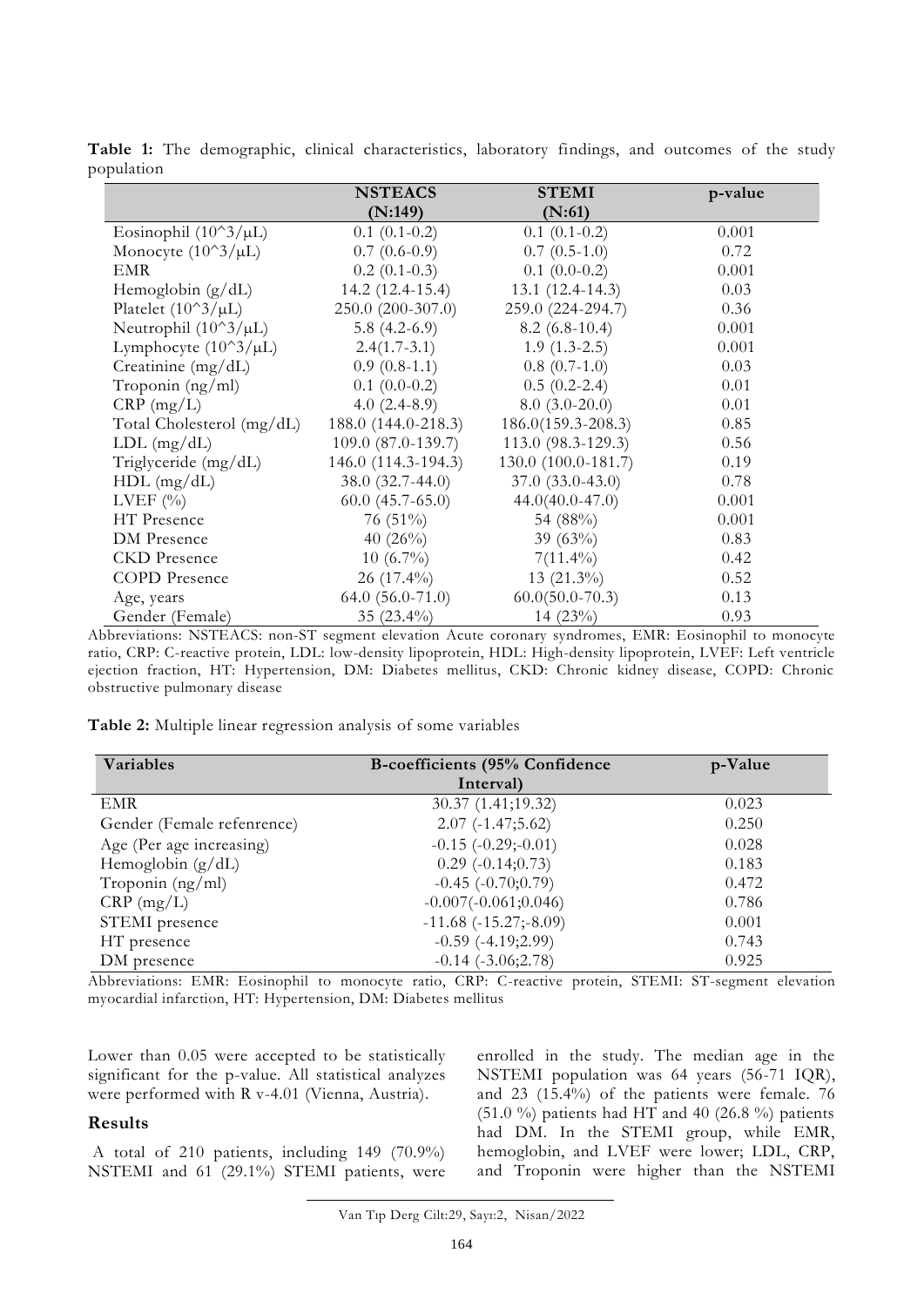**Table 1:** The demographic, clinical characteristics, laboratory findings, and outcomes of the study population

| | NSTEACS (N:149) | STEMI (N:61) | p-value |
|---|---|---|---|
| Eosinophil ($10^3/\mu L$) | 0.1 (0.1-0.2) | 0.1 (0.1-0.2) | 0.001 |
| Monocyte ($10^3/\mu L$) | 0.7 (0.6-0.9) | 0.7 (0.5-1.0) | 0.72 |
| EMR | 0.2 (0.1-0.3) | 0.1 (0.0-0.2) | 0.001 |
| Hemoglobin (g/dL) | 14.2 (12.4-15.4) | 13.1 (12.4-14.3) | 0.03 |
| Platelet ($10^3/\mu L$) | 250.0 (200-307.0) | 259.0 (224-294.7) | 0.36 |
| Neutrophil ($10^3/\mu L$) | 5.8 (4.2-6.9) | 8.2 (6.8-10.4) | 0.001 |
| Lymphocyte ($10^3/\mu L$) | 2.4(1.7-3.1) | 1.9 (1.3-2.5) | 0.001 |
| Creatinine (mg/dL) | 0.9 (0.8-1.1) | 0.8 (0.7-1.0) | 0.03 |
| Troponin (ng/ml) | 0.1 (0.0-0.2) | 0.5 (0.2-2.4) | 0.01 |
| CRP (mg/L) | 4.0 (2.4-8.9) | 8.0 (3.0-20.0) | 0.01 |
| Total Cholesterol (mg/dL) | 188.0 (144.0-218.3) | 186.0(159.3-208.3) | 0.85 |
| LDL (mg/dL) | 109.0 (87.0-139.7) | 113.0 (98.3-129.3) | 0.56 |
| Triglyceride (mg/dL) | 146.0 (114.3-194.3) | 130.0 (100.0-181.7) | 0.19 |
| HDL (mg/dL) | 38.0 (32.7-44.0) | 37.0 (33.0-43.0) | 0.78 |
| LVEF (%) | 60.0 (45.7-65.0) | 44.0(40.0-47.0) | 0.001 |
| HT Presence | 76 (51%) | 54 (88%) | 0.001 |
| DM Presence | 40 (26%) | 39 (63%) | 0.83 |
| CKD Presence | 10 (6.7%) | 7(11.4%) | 0.42 |
| COPD Presence | 26 (17.4%) | 13 (21.3%) | 0.52 |
| Age, years | 64.0 (56.0-71.0) | 60.0(50.0-70.3) | 0.13 |
| Gender (Female) | 35 (23.4%) | 14 (23%) | 0.93 |

Abbreviations: NSTEACS: non-ST segment elevation Acute coronary syndromes, EMR: Eosinophil to monocyte ratio, CRP: C-reactive protein, LDL: low-density lipoprotein, HDL: High-density lipoprotein, LVEF: Left ventricle ejection fraction, HT: Hypertension, DM: Diabetes mellitus, CKD: Chronic kidney disease, COPD: Chronic obstructive pulmonary disease

**Table 2:** Multiple linear regression analysis of some variables

| Variables | B-coefficients (95% Confidence Interval) | p-Value |
|---|---|---|
| EMR | 30.37 (1.41;19.32) | 0.023 |
| Gender (Female refenrence) | 2.07 (-1.47;5.62) | 0.250 |
| Age (Per age increasing) | -0.15 (-0.29;-0.01) | 0.028 |
| Hemoglobin (g/dL) | 0.29 (-0.14;0.73) | 0.183 |
| Troponin (ng/ml) | -0.45 (-0.70;0.79) | 0.472 |
| CRP (mg/L) | -0.007(-0.061;0.046) | 0.786 |
| STEMI presence | -11.68 (-15.27;-8.09) | 0.001 |
| HT presence | -0.59 (-4.19;2.99) | 0.743 |
| DM presence | -0.14 (-3.06;2.78) | 0.925 |

Abbreviations: EMR: Eosinophil to monocyte ratio, CRP: C-reactive protein, STEMI: ST-segment elevation myocardial infarction, HT: Hypertension, DM: Diabetes mellitus

Lower than 0.05 were accepted to be statistically significant for the p-value. All statistical analyzes were performed with R v-4.01 (Vienna, Austria).

## Results

A total of 210 patients, including 149 (70.9%) NSTEMI and 61 (29.1%) STEMI patients, were enrolled in the study. The median age in the NSTEMI population was 64 years (56-71 IQR), and 23 (15.4%) of the patients were female. 76 (51.0 %) patients had HT and 40 (26.8 %) patients had DM. In the STEMI group, while EMR, hemoglobin, and LVEF were lower; LDL, CRP, and Troponin were higher than the NSTEMI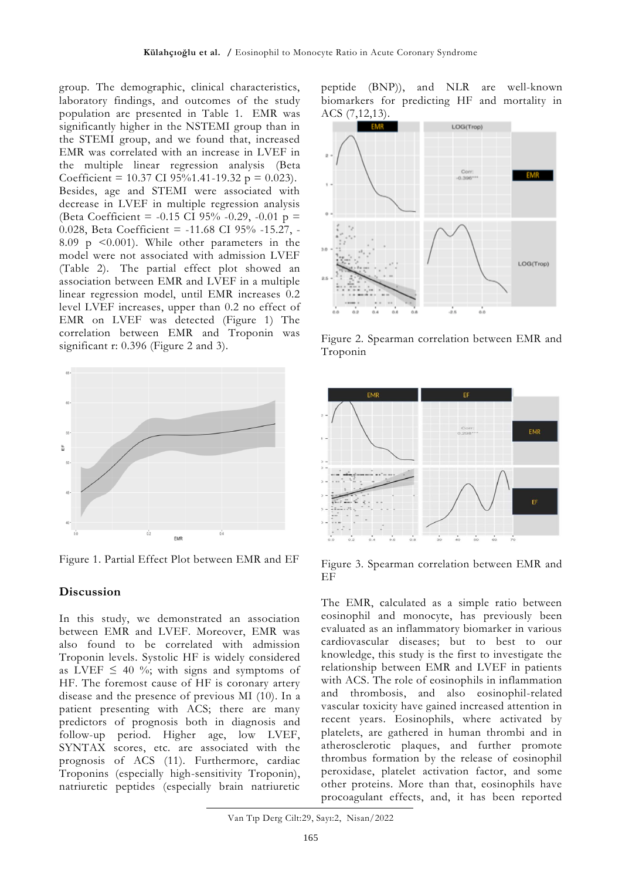group. The demographic, clinical characteristics, laboratory findings, and outcomes of the study population are presented in Table 1. EMR was significantly higher in the NSTEMI group than in the STEMI group, and we found that, increased EMR was correlated with an increase in LVEF in the multiple linear regression analysis (Beta Coefficient = 10.37 CI 95%1.41-19.32 p = 0.023). Besides, age and STEMI were associated with decrease in LVEF in multiple regression analysis (Beta Coefficient = -0.15 CI 95% -0.29, -0.01 p = 0.028, Beta Coefficient = -11.68 CI 95% -15.27, -8.09 p <0.001). While other parameters in the model were not associated with admission LVEF (Table 2). The partial effect plot showed an association between EMR and LVEF in a multiple linear regression model, until EMR increases 0.2 level LVEF increases, upper than 0.2 no effect of EMR on LVEF was detected (Figure 1) The correlation between EMR and Troponin was significant r: 0.396 (Figure 2 and 3).

Figure 1. Partial Effect Plot between EMR and EF

## Discussion

In this study, we demonstrated an association between EMR and LVEF. Moreover, EMR was also found to be correlated with admission Troponin levels. Systolic HF is widely considered as LVEF ≤ 40 %; with signs and symptoms of HF. The foremost cause of HF is coronary artery disease and the presence of previous MI (10). In a patient presenting with ACS; there are many predictors of prognosis both in diagnosis and follow-up period. Higher age, low LVEF, SYNTAX scores, etc. are associated with the prognosis of ACS (11). Furthermore, cardiac Troponins (especially high-sensitivity Troponin), natriuretic peptides (especially brain natriuretic peptide (BNP)), and NLR are well-known biomarkers for predicting HF and mortality in ACS (7,12,13).

Figure 2. Spearman correlation between EMR and Troponin

Figure 3. Spearman correlation between EMR and EF

The EMR, calculated as a simple ratio between eosinophil and monocyte, has previously been evaluated as an inflammatory biomarker in various cardiovascular diseases; but to best to our knowledge, this study is the first to investigate the relationship between EMR and LVEF in patients with ACS. The role of eosinophils in inflammation and thrombosis, and also eosinophil-related vascular toxicity have gained increased attention in recent years. Eosinophils, where activated by platelets, are gathered in human thrombi and in atherosclerotic plaques, and further promote thrombus formation by the release of eosinophil peroxidase, platelet activation factor, and some other proteins. More than that, eosinophils have procoagulant effects, and, it has been reported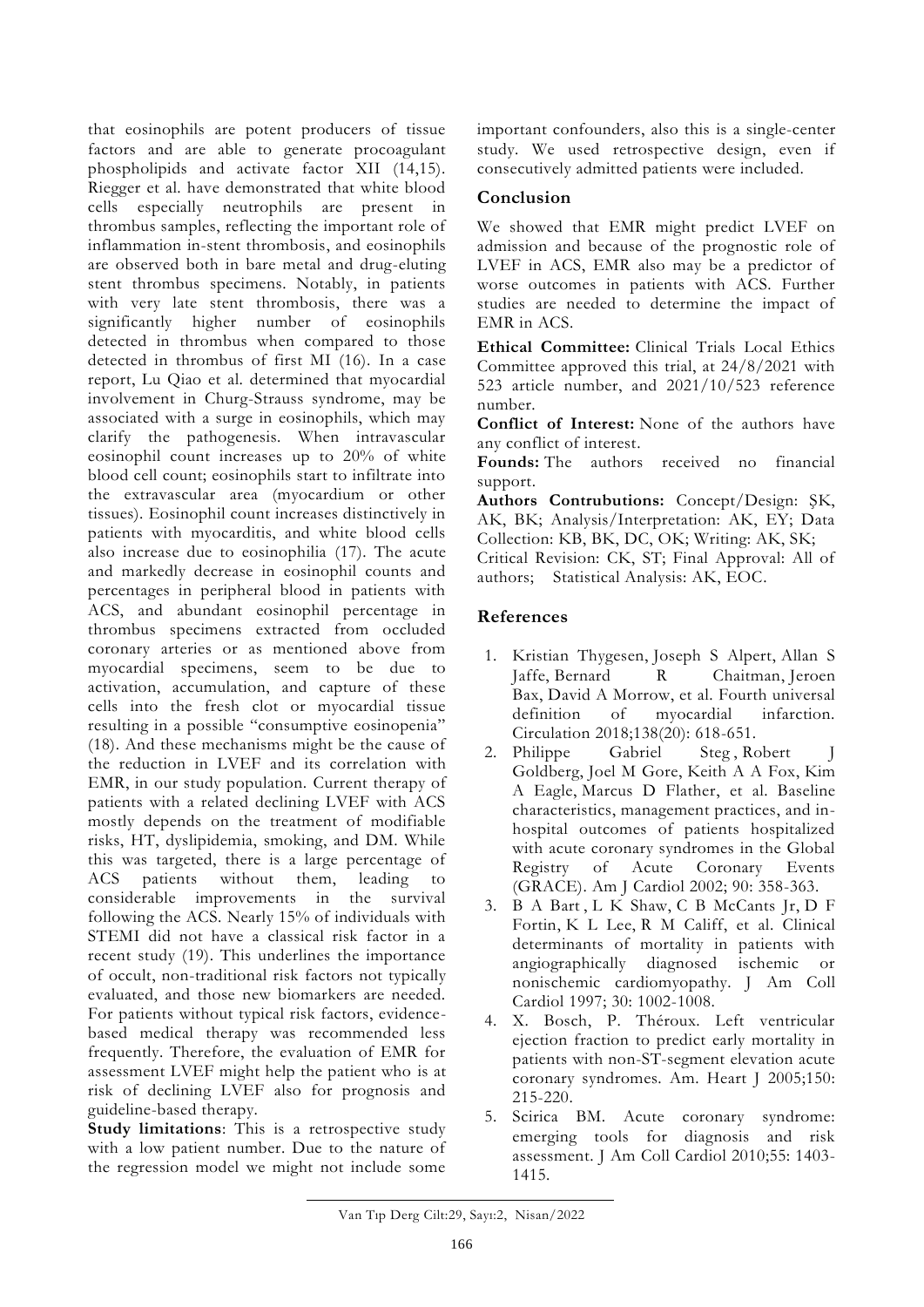that eosinophils are potent producers of tissue factors and are able to generate procoagulant phospholipids and activate factor XII (14,15). Riegger et al. have demonstrated that white blood cells especially neutrophils are present in thrombus samples, reflecting the important role of inflammation in-stent thrombosis, and eosinophils are observed both in bare metal and drug-eluting stent thrombus specimens. Notably, in patients with very late stent thrombosis, there was a significantly higher number of eosinophils detected in thrombus when compared to those detected in thrombus of first MI (16). In a case report, Lu Qiao et al. determined that myocardial involvement in Churg-Strauss syndrome, may be associated with a surge in eosinophils, which may clarify the pathogenesis. When intravascular eosinophil count increases up to 20% of white blood cell count; eosinophils start to infiltrate into the extravascular area (myocardium or other tissues). Eosinophil count increases distinctively in patients with myocarditis, and white blood cells also increase due to eosinophilia (17). The acute and markedly decrease in eosinophil counts and percentages in peripheral blood in patients with ACS, and abundant eosinophil percentage in thrombus specimens extracted from occluded coronary arteries or as mentioned above from myocardial specimens, seem to be due to activation, accumulation, and capture of these cells into the fresh clot or myocardial tissue resulting in a possible "consumptive eosinopenia" (18). And these mechanisms might be the cause of the reduction in LVEF and its correlation with EMR, in our study population. Current therapy of patients with a related declining LVEF with ACS mostly depends on the treatment of modifiable risks, HT, dyslipidemia, smoking, and DM. While this was targeted, there is a large percentage of ACS patients without them, leading to considerable improvements in the survival following the ACS. Nearly 15% of individuals with STEMI did not have a classical risk factor in a recent study (19). This underlines the importance of occult, non-traditional risk factors not typically evaluated, and those new biomarkers are needed. For patients without typical risk factors, evidence-based medical therapy was recommended less frequently. Therefore, the evaluation of EMR for assessment LVEF might help the patient who is at risk of declining LVEF also for prognosis and guideline-based therapy.

**Study limitations**: This is a retrospective study with a low patient number. Due to the nature of the regression model we might not include some important confounders, also this is a single-center study. We used retrospective design, even if consecutively admitted patients were included.

## Conclusion

We showed that EMR might predict LVEF on admission and because of the prognostic role of LVEF in ACS, EMR also may be a predictor of worse outcomes in patients with ACS. Further studies are needed to determine the impact of EMR in ACS.

**Ethical Committee:** Clinical Trials Local Ethics Committee approved this trial, at 24/8/2021 with 523 article number, and 2021/10/523 reference number.

**Conflict of Interest:** None of the authors have any conflict of interest.

**Founds:** The authors received no financial support.

**Authors Contrubutions:** Concept/Design: ŞK, AK, BK; Analysis/Interpretation: AK, EY; Data Collection: KB, BK, DC, OK; Writing: AK, SK; Critical Revision: CK, ST; Final Approval: All of authors; Statistical Analysis: AK, EOC.

## References

1. Kristian Thygesen, Joseph S Alpert, Allan S Jaffe, Bernard R Chaitman, Jeroen Bax, David A Morrow, et al. Fourth universal definition of myocardial infarction. Circulation 2018;138(20): 618-651.
2. Philippe Gabriel Steg , Robert J Goldberg, Joel M Gore, Keith A A Fox, Kim A Eagle, Marcus D Flather, et al. Baseline characteristics, management practices, and in-hospital outcomes of patients hospitalized with acute coronary syndromes in the Global Registry of Acute Coronary Events (GRACE). Am J Cardiol 2002; 90: 358-363.
3. B A Bart , L K Shaw, C B McCants Jr, D F Fortin, K L Lee, R M Califf, et al. Clinical determinants of mortality in patients with angiographically diagnosed ischemic or nonischemic cardiomyopathy. J Am Coll Cardiol 1997; 30: 1002-1008.
4. X. Bosch, P. Théroux. Left ventricular ejection fraction to predict early mortality in patients with non-ST-segment elevation acute coronary syndromes. Am. Heart J 2005;150: 215-220.
5. Scirica BM. Acute coronary syndrome: emerging tools for diagnosis and risk assessment. J Am Coll Cardiol 2010;55: 1403-1415.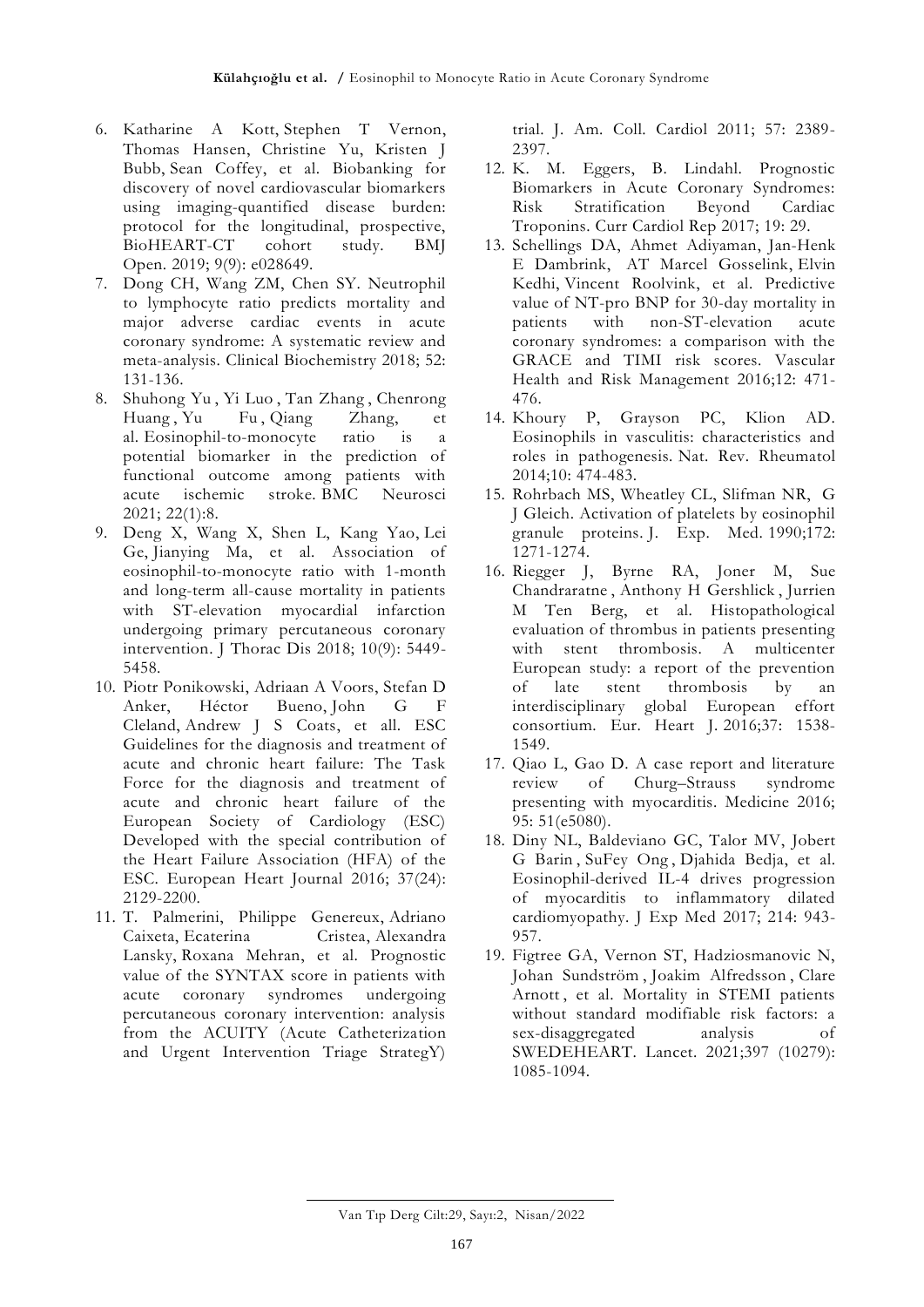6. Katharine A Kott, Stephen T Vernon, Thomas Hansen, Christine Yu, Kristen J Bubb, Sean Coffey, et al. Biobanking for discovery of novel cardiovascular biomarkers using imaging-quantified disease burden: protocol for the longitudinal, prospective, BioHEART-CT cohort study. BMJ Open. 2019; 9(9): e028649.
7. Dong CH, Wang ZM, Chen SY. Neutrophil to lymphocyte ratio predicts mortality and major adverse cardiac events in acute coronary syndrome: A systematic review and meta-analysis. Clinical Biochemistry 2018; 52: 131-136.
8. Shuhong Yu , Yi Luo , Tan Zhang , Chenrong Huang , Yu Fu , Qiang Zhang, et al. Eosinophil-to-monocyte ratio is a potential biomarker in the prediction of functional outcome among patients with acute ischemic stroke. BMC Neurosci 2021; 22(1):8.
9. Deng X, Wang X, Shen L, Kang Yao, Lei Ge, Jianying Ma, et al. Association of eosinophil-to-monocyte ratio with 1-month and long-term all-cause mortality in patients with ST-elevation myocardial infarction undergoing primary percutaneous coronary intervention. J Thorac Dis 2018; 10(9): 5449-5458.
10. Piotr Ponikowski, Adriaan A Voors, Stefan D Anker, Héctor Bueno, John G F Cleland, Andrew J S Coats, et all. ESC Guidelines for the diagnosis and treatment of acute and chronic heart failure: The Task Force for the diagnosis and treatment of acute and chronic heart failure of the European Society of Cardiology (ESC) Developed with the special contribution of the Heart Failure Association (HFA) of the ESC. European Heart Journal 2016; 37(24): 2129-2200.
11. T. Palmerini, Philippe Genereux, Adriano Caixeta, Ecaterina Cristea, Alexandra Lansky, Roxana Mehran, et al. Prognostic value of the SYNTAX score in patients with acute coronary syndromes undergoing percutaneous coronary intervention: analysis from the ACUITY (Acute Catheterization and Urgent Intervention Triage StrategY) trial. J. Am. Coll. Cardiol 2011; 57: 2389-2397.
12. K. M. Eggers, B. Lindahl. Prognostic Biomarkers in Acute Coronary Syndromes: Risk Stratification Beyond Cardiac Troponins. Curr Cardiol Rep 2017; 19: 29.
13. Schellings DA, Ahmet Adiyaman, Jan-Henk E Dambrink, AT Marcel Gosselink, Elvin Kedhi, Vincent Roolvink, et al. Predictive value of NT-pro BNP for 30-day mortality in patients with non-ST-elevation acute coronary syndromes: a comparison with the GRACE and TIMI risk scores. Vascular Health and Risk Management 2016;12: 471-476.
14. Khoury P, Grayson PC, Klion AD. Eosinophils in vasculitis: characteristics and roles in pathogenesis. Nat. Rev. Rheumatol 2014;10: 474-483.
15. Rohrbach MS, Wheatley CL, Slifman NR, G J Gleich. Activation of platelets by eosinophil granule proteins. J. Exp. Med. 1990;172: 1271-1274.
16. Riegger J, Byrne RA, Joner M, Sue Chandraratne , Anthony H Gershlick , Jurrien M Ten Berg, et al. Histopathological evaluation of thrombus in patients presenting with stent thrombosis. A multicenter European study: a report of the prevention of late stent thrombosis by an interdisciplinary global European effort consortium. Eur. Heart J. 2016;37: 1538-1549.
17. Qiao L, Gao D. A case report and literature review of Churg–Strauss syndrome presenting with myocarditis. Medicine 2016; 95: 51(e5080).
18. Diny NL, Baldeviano GC, Talor MV, Jobert G Barin , SuFey Ong , Djahida Bedja, et al. Eosinophil-derived IL-4 drives progression of myocarditis to inflammatory dilated cardiomyopathy. J Exp Med 2017; 214: 943-957.
19. Figtree GA, Vernon ST, Hadziosmanovic N, Johan Sundström , Joakim Alfredsson , Clare Arnott , et al. Mortality in STEMI patients without standard modifiable risk factors: a sex-disaggregated analysis of SWEDEHEART. Lancet. 2021;397 (10279): 1085-1094.